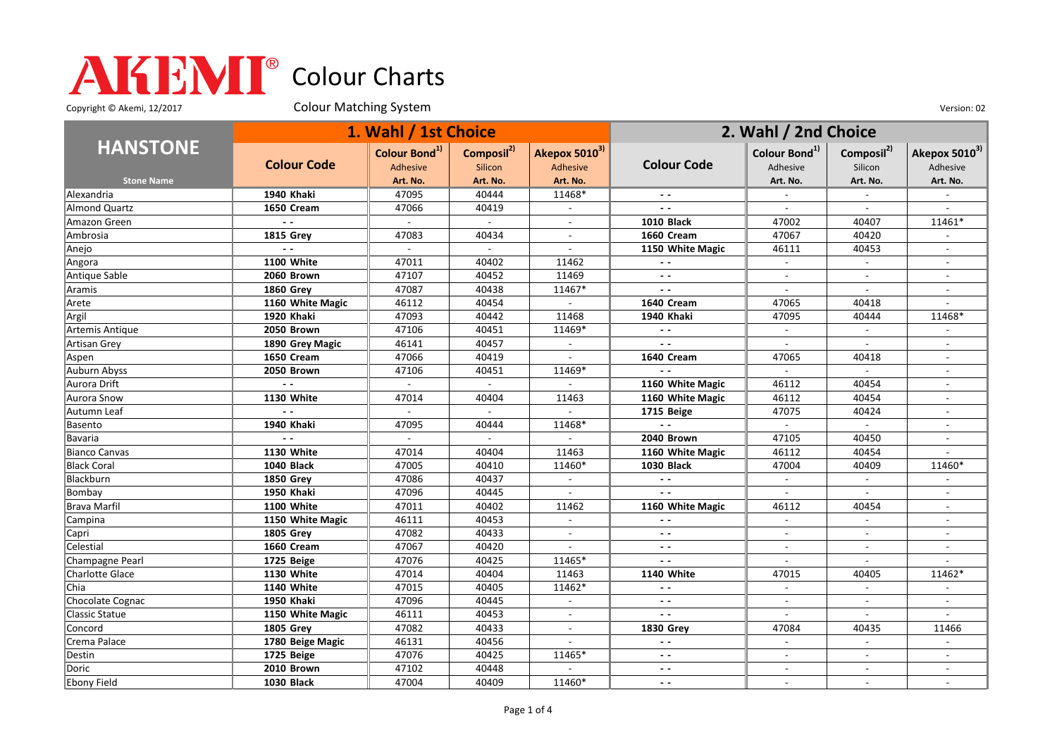# AKEMI® Colour Charts

Copyright © Akemi, 12/2017

Colour Matching System

Version: 02

| HANSTONE | 1. Wahl / 1st Choice | | | | 2. Wahl / 2nd Choice | | | |
|---|---|---|---|---|---|---|---|---|
| | Colour Code | Colour Bond[1] Adhesive | Composil[2] Silicon | Akepox 5010[3] Adhesive | Colour Code | Colour Bond[1] Adhesive | Composil[2] Silicon | Akepox 5010[3] Adhesive |
| Stone Name | | Art. No. | Art. No. | Art. No. | | Art. No. | Art. No. | Art. No. |
| Alexandria | **1940 Khaki** | 47095 | 40444 | 11468* | - - | - | - | - |
| Almond Quartz | **1650 Cream** | 47066 | 40419 | - | - - | - | - | - |
| Amazon Green | - - | - | - | - | **1010 Black** | 47002 | 40407 | 11461* |
| Ambrosia | **1815 Grey** | 47083 | 40434 | - | **1660 Cream** | 47067 | 40420 | - |
| Anejo | - - | - | - | - | **1150 White Magic** | 46111 | 40453 | - |
| Angora | **1100 White** | 47011 | 40402 | 11462 | - - | - | - | - |
| Antique Sable | **2060 Brown** | 47107 | 40452 | 11469 | - - | - | - | - |
| Aramis | **1860 Grey** | 47087 | 40438 | 11467* | - - | - | - | - |
| Arete | **1160 White Magic** | 46112 | 40454 | - | **1640 Cream** | 47065 | 40418 | - |
| Argil | **1920 Khaki** | 47093 | 40442 | 11468 | **1940 Khaki** | 47095 | 40444 | 11468* |
| Artemis Antique | **2050 Brown** | 47106 | 40451 | 11469* | - - | - | - | - |
| Artisan Grey | **1890 Grey Magic** | 46141 | 40457 | - | - - | - | - | - |
| Aspen | **1650 Cream** | 47066 | 40419 | - | **1640 Cream** | 47065 | 40418 | - |
| Auburn Abyss | **2050 Brown** | 47106 | 40451 | 11469* | - - | - | - | - |
| Aurora Drift | - - | - | - | - | **1160 White Magic** | 46112 | 40454 | - |
| Aurora Snow | **1130 White** | 47014 | 40404 | 11463 | **1160 White Magic** | 46112 | 40454 | - |
| Autumn Leaf | - - | - | - | - | **1715 Beige** | 47075 | 40424 | - |
| Basento | **1940 Khaki** | 47095 | 40444 | 11468* | - - | - | - | - |
| Bavaria | - - | - | - | - | **2040 Brown** | 47105 | 40450 | - |
| Bianco Canvas | **1130 White** | 47014 | 40404 | 11463 | **1160 White Magic** | 46112 | 40454 | - |
| Black Coral | **1040 Black** | 47005 | 40410 | 11460* | **1030 Black** | 47004 | 40409 | 11460* |
| Blackburn | **1850 Grey** | 47086 | 40437 | - | - - | - | - | - |
| Bombay | **1950 Khaki** | 47096 | 40445 | - | - - | - | - | - |
| Brava Marfil | **1100 White** | 47011 | 40402 | 11462 | **1160 White Magic** | 46112 | 40454 | - |
| Campina | **1150 White Magic** | 46111 | 40453 | - | - - | - | - | - |
| Capri | **1805 Grey** | 47082 | 40433 | - | - - | - | - | - |
| Celestial | **1660 Cream** | 47067 | 40420 | - | - - | - | - | - |
| Champagne Pearl | **1725 Beige** | 47076 | 40425 | 11465* | - - | - | - | - |
| Charlotte Glace | **1130 White** | 47014 | 40404 | 11463 | **1140 White** | 47015 | 40405 | 11462* |
| Chia | **1140 White** | 47015 | 40405 | 11462* | - - | - | - | - |
| Chocolate Cognac | **1950 Khaki** | 47096 | 40445 | - | - - | - | - | - |
| Classic Statue | **1150 White Magic** | 46111 | 40453 | - | - - | - | - | - |
| Concord | **1805 Grey** | 47082 | 40433 | - | **1830 Grey** | 47084 | 40435 | 11466 |
| Crema Palace | **1780 Beige Magic** | 46131 | 40456 | - | - - | - | - | - |
| Destin | **1725 Beige** | 47076 | 40425 | 11465* | - - | - | - | - |
| Doric | **2010 Brown** | 47102 | 40448 | - | - - | - | - | - |
| Ebony Field | **1030 Black** | 47004 | 40409 | 11460* | - - | - | - | - |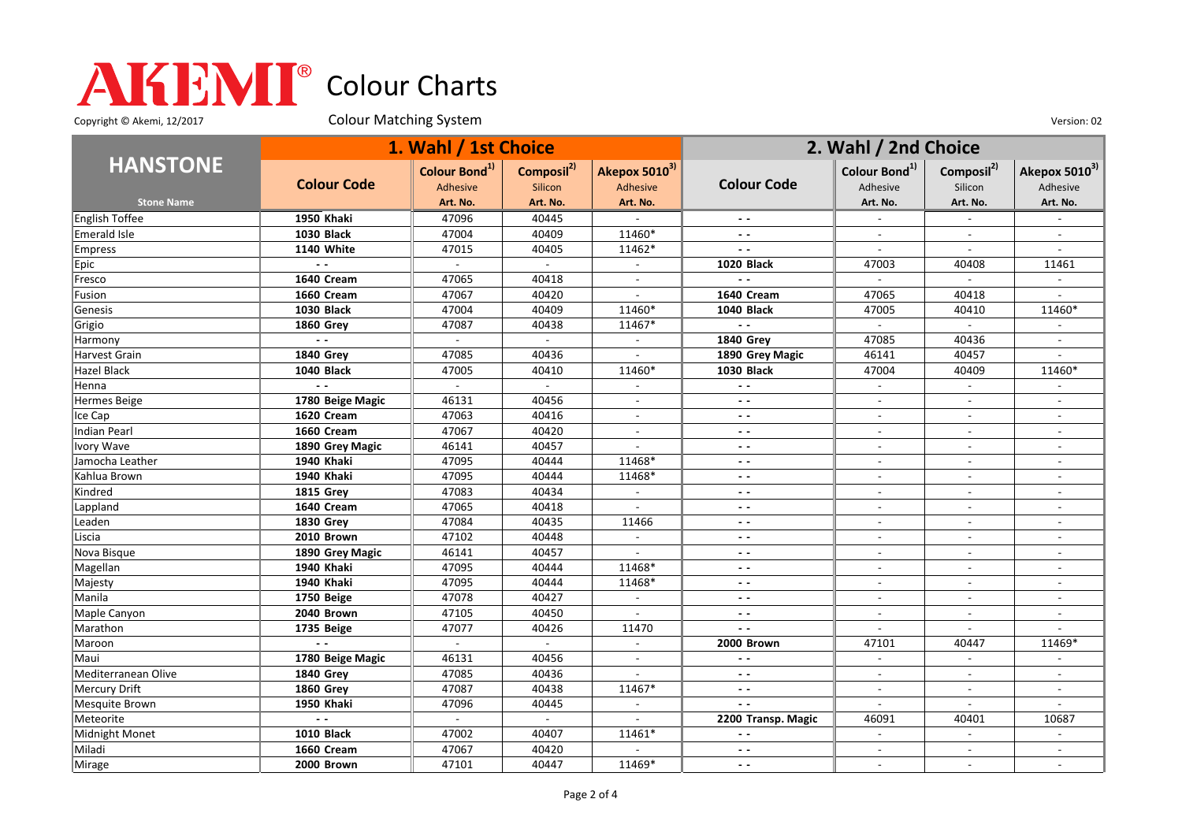# AKEMI® Colour Charts

Copyright © Akemi, 12/2017

Colour Matching System

Version: 02

| HANSTONE | 1. Wahl / 1st Choice | | | | 2. Wahl / 2nd Choice | | | |
|---|---|---|---|---|---|---|---|---|
| | Colour Code | Colour Bond[1) ] Adhesive | Composil[2)] Silicon | Akepox 5010[3)] Adhesive | Colour Code | Colour Bond[1)] Adhesive | Composil[2)] Silicon | Akepox 5010[3)] Adhesive |
| Stone Name | | Art. No. | Art. No. | Art. No. | | Art. No. | Art. No. | Art. No. |
| English Toffee | **1950 Khaki** | 47096 | 40445 | - | - - | - | - | - |
| Emerald Isle | **1030 Black** | 47004 | 40409 | 11460* | - - | - | - | - |
| Empress | **1140 White** | 47015 | 40405 | 11462* | - - | - | - | - |
| Epic | - - | - | - | - | **1020 Black** | 47003 | 40408 | 11461 |
| Fresco | **1640 Cream** | 47065 | 40418 | - | - - | - | - | - |
| Fusion | **1660 Cream** | 47067 | 40420 | - | **1640 Cream** | 47065 | 40418 | - |
| Genesis | **1030 Black** | 47004 | 40409 | 11460* | **1040 Black** | 47005 | 40410 | 11460* |
| Grigio | **1860 Grey** | 47087 | 40438 | 11467* | - - | - | - | - |
| Harmony | - - | - | - | - | **1840 Grey** | 47085 | 40436 | - |
| Harvest Grain | **1840 Grey** | 47085 | 40436 | - | **1890 Grey Magic** | 46141 | 40457 | - |
| Hazel Black | **1040 Black** | 47005 | 40410 | 11460* | **1030 Black** | 47004 | 40409 | 11460* |
| Henna | - - | - | - | - | - - | - | - | - |
| Hermes Beige | **1780 Beige Magic** | 46131 | 40456 | - | - - | - | - | - |
| Ice Cap | **1620 Cream** | 47063 | 40416 | - | - - | - | - | - |
| Indian Pearl | **1660 Cream** | 47067 | 40420 | - | - - | - | - | - |
| Ivory Wave | **1890 Grey Magic** | 46141 | 40457 | - | - - | - | - | - |
| Jamocha Leather | **1940 Khaki** | 47095 | 40444 | 11468* | - - | - | - | - |
| Kahlua Brown | **1940 Khaki** | 47095 | 40444 | 11468* | - - | - | - | - |
| Kindred | **1815 Grey** | 47083 | 40434 | - | - - | - | - | - |
| Lappland | **1640 Cream** | 47065 | 40418 | - | - - | - | - | - |
| Leaden | **1830 Grey** | 47084 | 40435 | 11466 | - - | - | - | - |
| Liscia | **2010 Brown** | 47102 | 40448 | - | - - | - | - | - |
| Nova Bisque | **1890 Grey Magic** | 46141 | 40457 | - | - - | - | - | - |
| Magellan | **1940 Khaki** | 47095 | 40444 | 11468* | - - | - | - | - |
| Majesty | **1940 Khaki** | 47095 | 40444 | 11468* | - - | - | - | - |
| Manila | **1750 Beige** | 47078 | 40427 | - | - - | - | - | - |
| Maple Canyon | **2040 Brown** | 47105 | 40450 | - | - - | - | - | - |
| Marathon | **1735 Beige** | 47077 | 40426 | 11470 | - - | - | - | - |
| Maroon | - - | - | - | - | **2000 Brown** | 47101 | 40447 | 11469* |
| Maui | **1780 Beige Magic** | 46131 | 40456 | - | - - | - | - | - |
| Mediterranean Olive | **1840 Grey** | 47085 | 40436 | - | - - | - | - | - |
| Mercury Drift | **1860 Grey** | 47087 | 40438 | 11467* | - - | - | - | - |
| Mesquite Brown | **1950 Khaki** | 47096 | 40445 | - | - - | - | - | - |
| Meteorite | - - | - | - | - | **2200 Transp. Magic** | 46091 | 40401 | 10687 |
| Midnight Monet | **1010 Black** | 47002 | 40407 | 11461* | - - | - | - | - |
| Miladi | **1660 Cream** | 47067 | 40420 | - | - - | - | - | - |
| Mirage | **2000 Brown** | 47101 | 40447 | 11469* | - - | - | - | - |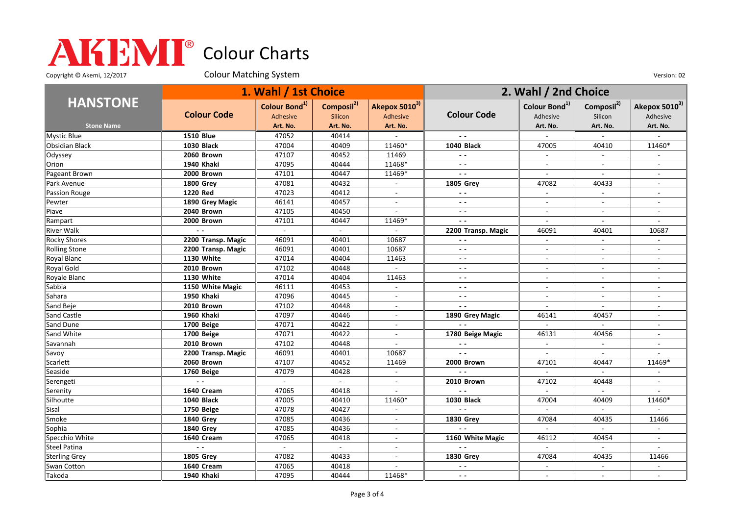# AKEMI® Colour Charts

Copyright © Akemi, 12/2017

Colour Matching System

Version: 02

| HANSTONE | 1. Wahl / 1st Choice | | | | 2. Wahl / 2nd Choice | | | |
|---|---|---|---|---|---|---|---|---|
| Stone Name | Colour Code | Colour Bond[1] Adhesive Art. No. | Composil[2] Silicon Art. No. | Akepox 5010[3] Adhesive Art. No. | Colour Code | Colour Bond[1] Adhesive Art. No. | Composil[2] Silicon Art. No. | Akepox 5010[3] Adhesive Art. No. |
| Mystic Blue | **1510 Blue** | 47052 | 40414 | - | - - | - | - | - |
| Obsidian Black | **1030 Black** | 47004 | 40409 | 11460* | **1040 Black** | 47005 | 40410 | 11460* |
| Odyssey | **2060 Brown** | 47107 | 40452 | 11469 | - - | - | - | - |
| Orion | **1940 Khaki** | 47095 | 40444 | 11468* | - - | - | - | - |
| Pageant Brown | **2000 Brown** | 47101 | 40447 | 11469* | - - | - | - | - |
| Park Avenue | **1800 Grey** | 47081 | 40432 | - | **1805 Grey** | 47082 | 40433 | - |
| Passion Rouge | **1220 Red** | 47023 | 40412 | - | - - | - | - | - |
| Pewter | **1890 Grey Magic** | 46141 | 40457 | - | - - | - | - | - |
| Piave | **2040 Brown** | 47105 | 40450 | - | - - | - | - | - |
| Rampart | **2000 Brown** | 47101 | 40447 | 11469* | - - | - | - | - |
| River Walk | - - | - | - | - | **2200 Transp. Magic** | 46091 | 40401 | 10687 |
| Rocky Shores | **2200 Transp. Magic** | 46091 | 40401 | 10687 | - - | - | - | - |
| Rolling Stone | **2200 Transp. Magic** | 46091 | 40401 | 10687 | - - | - | - | - |
| Royal Blanc | **1130 White** | 47014 | 40404 | 11463 | - - | - | - | - |
| Royal Gold | **2010 Brown** | 47102 | 40448 | - | - - | - | - | - |
| Royale Blanc | **1130 White** | 47014 | 40404 | 11463 | - - | - | - | - |
| Sabbia | **1150 White Magic** | 46111 | 40453 | - | - - | - | - | - |
| Sahara | **1950 Khaki** | 47096 | 40445 | - | - - | - | - | - |
| Sand Beje | **2010 Brown** | 47102 | 40448 | - | - - | - | - | - |
| Sand Castle | **1960 Khaki** | 47097 | 40446 | - | **1890 Grey Magic** | 46141 | 40457 | - |
| Sand Dune | **1700 Beige** | 47071 | 40422 | - | - - | - | - | - |
| Sand White | **1700 Beige** | 47071 | 40422 | - | **1780 Beige Magic** | 46131 | 40456 | - |
| Savannah | **2010 Brown** | 47102 | 40448 | - | - - | - | - | - |
| Savoy | **2200 Transp. Magic** | 46091 | 40401 | 10687 | - - | - | - | - |
| Scarlett | **2060 Brown** | 47107 | 40452 | 11469 | **2000 Brown** | 47101 | 40447 | 11469* |
| Seaside | **1760 Beige** | 47079 | 40428 | - | - - | - | - | - |
| Serengeti | - - | - | - | - | **2010 Brown** | 47102 | 40448 | - |
| Serenity | **1640 Cream** | 47065 | 40418 | - | - - | - | - | - |
| Silhoutte | **1040 Black** | 47005 | 40410 | 11460* | **1030 Black** | 47004 | 40409 | 11460* |
| Sisal | **1750 Beige** | 47078 | 40427 | - | - - | - | - | - |
| Smoke | **1840 Grey** | 47085 | 40436 | - | **1830 Grey** | 47084 | 40435 | 11466 |
| Sophia | **1840 Grey** | 47085 | 40436 | - | - - | - | - | - |
| Specchio White | **1640 Cream** | 47065 | 40418 | - | **1160 White Magic** | 46112 | 40454 | - |
| Steel Patina | - - | - | - | - | - - | - | - | - |
| Sterling Grey | **1805 Grey** | 47082 | 40433 | - | **1830 Grey** | 47084 | 40435 | 11466 |
| Swan Cotton | **1640 Cream** | 47065 | 40418 | - | - - | - | - | - |
| Takoda | **1940 Khaki** | 47095 | 40444 | 11468* | - - | - | - | - |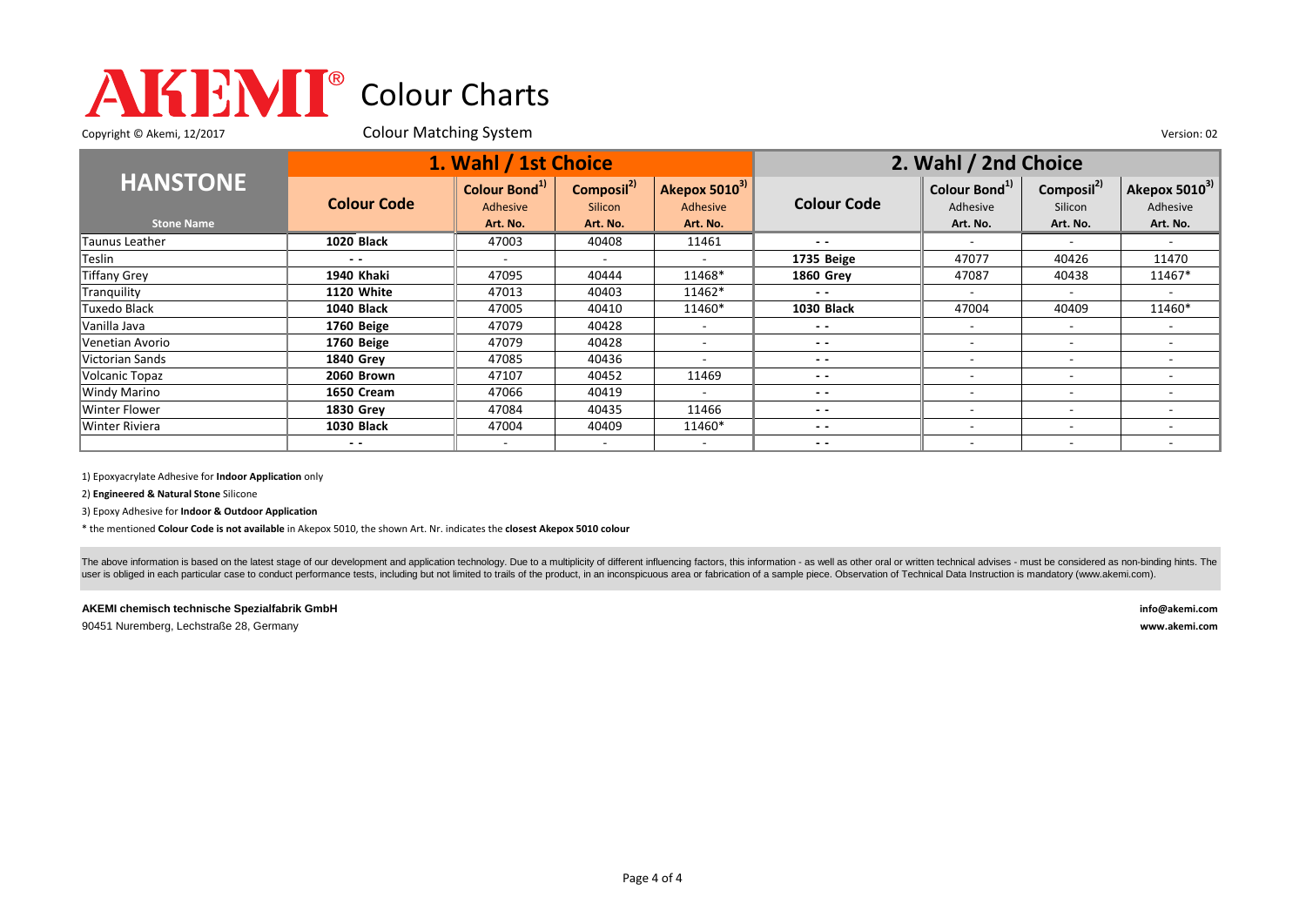# AKEMI® Colour Charts

Copyright © Akemi, 12/2017

Colour Matching System

Version: 02

| HANSTONE | 1. Wahl / 1st Choice | | | | 2. Wahl / 2nd Choice | | | |
|---|---|---|---|---|---|---|---|---|
| | Colour Code | Colour Bond[1) ] Adhesive | Composil[2)] Silicon | Akepox 5010[3)] Adhesive | Colour Code | Colour Bond[1)] Adhesive | Composil[2)] Silicon | Akepox 5010[3)] Adhesive |
| **Stone Name** | | **Art. No.** | **Art. No.** | **Art. No.** | | **Art. No.** | **Art. No.** | **Art. No.** |
| Taunus Leather | **1020 Black** | 47003 | 40408 | 11461 | - - | - | - | - |
| Teslin | - - | - | - | - | **1735 Beige** | 47077 | 40426 | 11470 |
| Tiffany Grey | **1940 Khaki** | 47095 | 40444 | 11468* | **1860 Grey** | 47087 | 40438 | 11467* |
| Tranquility | **1120 White** | 47013 | 40403 | 11462* | - - | - | - | - |
| Tuxedo Black | **1040 Black** | 47005 | 40410 | 11460* | **1030 Black** | 47004 | 40409 | 11460* |
| Vanilla Java | **1760 Beige** | 47079 | 40428 | - | - - | - | - | - |
| Venetian Avorio | **1760 Beige** | 47079 | 40428 | - | - - | - | - | - |
| Victorian Sands | **1840 Grey** | 47085 | 40436 | - | - - | - | - | - |
| Volcanic Topaz | **2060 Brown** | 47107 | 40452 | 11469 | - - | - | - | - |
| Windy Marino | **1650 Cream** | 47066 | 40419 | - | - - | - | - | - |
| Winter Flower | **1830 Grey** | 47084 | 40435 | 11466 | - - | - | - | - |
| Winter Riviera | **1030 Black** | 47004 | 40409 | 11460* | - - | - | - | - |
| | - - | - | - | - | - - | - | - | - |

1) Epoxyacrylate Adhesive for **Indoor Application** only

2) **Engineered & Natural Stone** Silicone

3) Epoxy Adhesive for **Indoor & Outdoor Application**

* the mentioned **Colour Code is not available** in Akepox 5010, the shown Art. Nr. indicates the **closest Akepox 5010 colour**

The above information is based on the latest stage of our development and application technology. Due to a multiplicity of different influencing factors, this information - as well as other oral or written technical advises - must be considered as non-binding hints. The user is obliged in each particular case to conduct performance tests, including but not limited to trails of the product, in an inconspicuous area or fabrication of a sample piece. Observation of Technical Data Instruction is mandatory (www.akemi.com).

**AKEMI chemisch technische Spezialfabrik GmbH**

90451 Nuremberg, Lechstraße 28, Germany

**info@akemi.com**

**www.akemi.com**